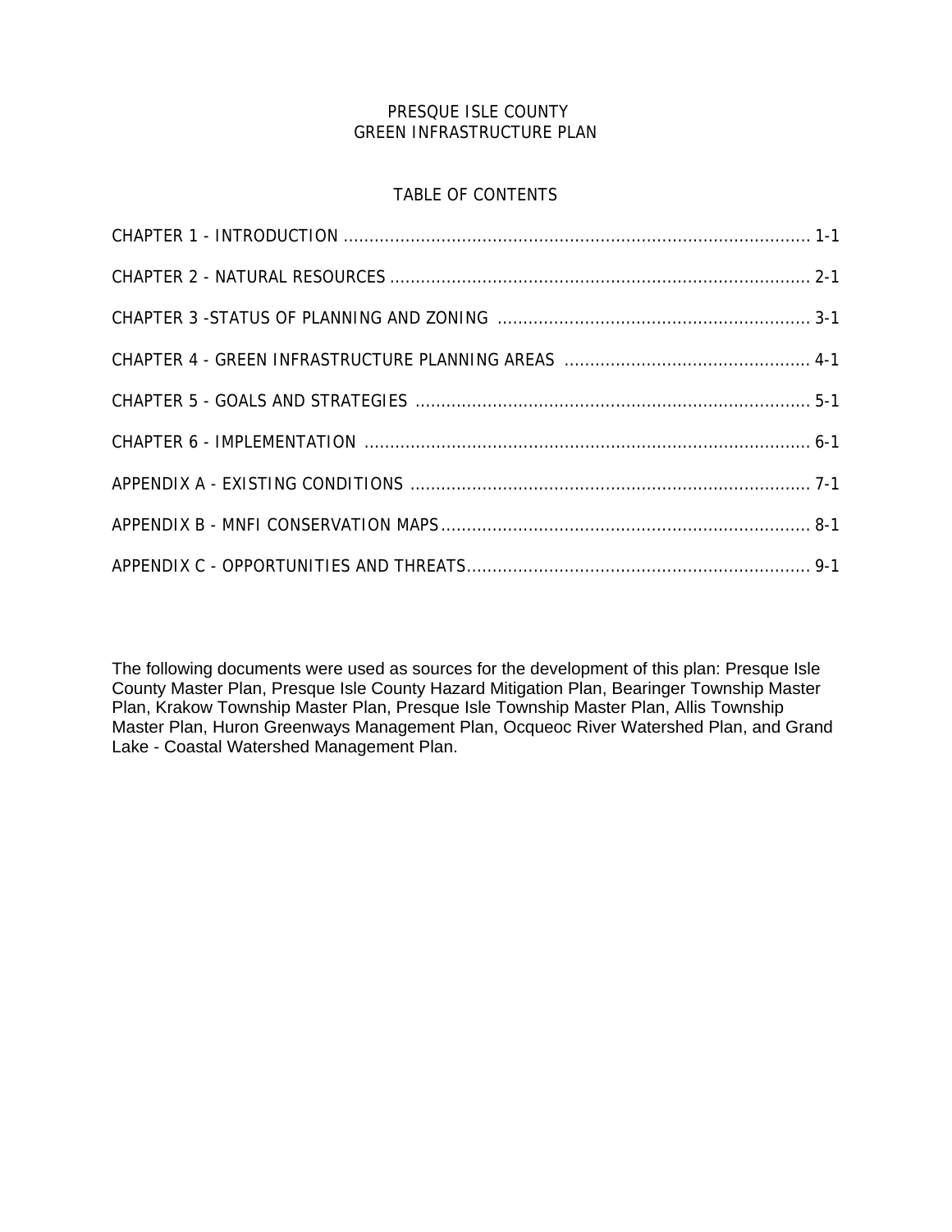# PRESQUE ISLE COUNTY
# GREEN INFRASTRUCTURE PLAN

## TABLE OF CONTENTS

CHAPTER 1 - INTRODUCTION ........................................................................................ 1-1

CHAPTER 2 - NATURAL RESOURCES ................................................................................ 2-1

CHAPTER 3 -STATUS OF PLANNING AND ZONING ............................................................ 3-1

CHAPTER 4 - GREEN INFRASTRUCTURE PLANNING AREAS ............................................... 4-1

CHAPTER 5 - GOALS AND STRATEGIES ............................................................................ 5-1

CHAPTER 6 - IMPLEMENTATION ..................................................................................... 6-1

APPENDIX A - EXISTING CONDITIONS ............................................................................ 7-1

APPENDIX B - MNFI CONSERVATION MAPS....................................................................... 8-1

APPENDIX C - OPPORTUNITIES AND THREATS.................................................................. 9-1

The following documents were used as sources for the development of this plan: Presque Isle County Master Plan, Presque Isle County Hazard Mitigation Plan, Bearinger Township Master Plan, Krakow Township Master Plan, Presque Isle Township Master Plan, Allis Township Master Plan, Huron Greenways Management Plan, Ocqueoc River Watershed Plan, and Grand Lake - Coastal Watershed Management Plan.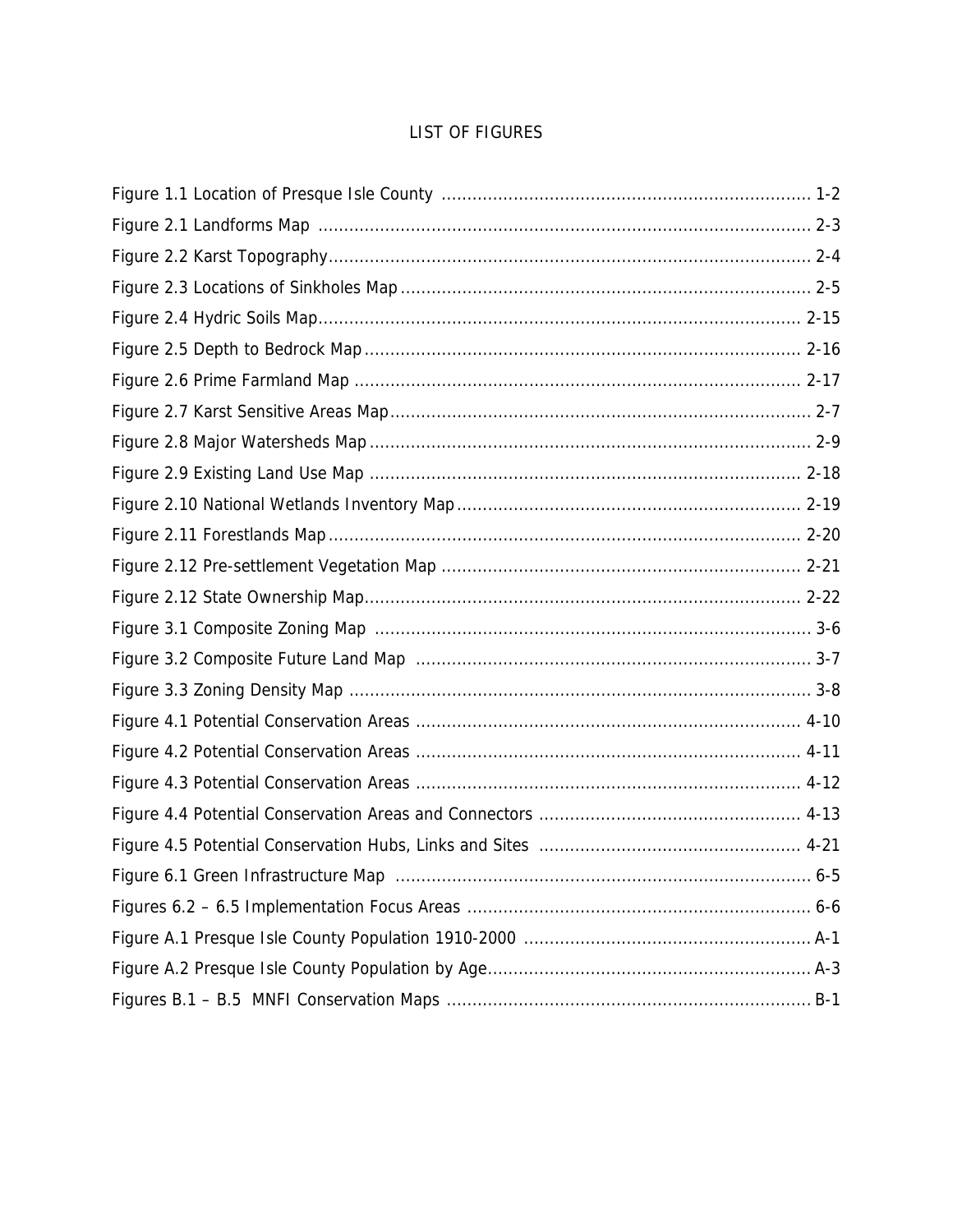# LIST OF FIGURES

| Figure | Page |
|---|---|
| Figure 1.1 Location of Presque Isle County | 1-2 |
| Figure 2.1 Landforms Map | 2-3 |
| Figure 2.2 Karst Topography | 2-4 |
| Figure 2.3 Locations of Sinkholes Map | 2-5 |
| Figure 2.4 Hydric Soils Map | 2-15 |
| Figure 2.5 Depth to Bedrock Map | 2-16 |
| Figure 2.6 Prime Farmland Map | 2-17 |
| Figure 2.7 Karst Sensitive Areas Map | 2-7 |
| Figure 2.8 Major Watersheds Map | 2-9 |
| Figure 2.9 Existing Land Use Map | 2-18 |
| Figure 2.10 National Wetlands Inventory Map | 2-19 |
| Figure 2.11 Forestlands Map | 2-20 |
| Figure 2.12 Pre-settlement Vegetation Map | 2-21 |
| Figure 2.12 State Ownership Map | 2-22 |
| Figure 3.1 Composite Zoning Map | 3-6 |
| Figure 3.2 Composite Future Land Map | 3-7 |
| Figure 3.3 Zoning Density Map | 3-8 |
| Figure 4.1 Potential Conservation Areas | 4-10 |
| Figure 4.2 Potential Conservation Areas | 4-11 |
| Figure 4.3 Potential Conservation Areas | 4-12 |
| Figure 4.4 Potential Conservation Areas and Connectors | 4-13 |
| Figure 4.5 Potential Conservation Hubs, Links and Sites | 4-21 |
| Figure 6.1 Green Infrastructure Map | 6-5 |
| Figures 6.2 – 6.5 Implementation Focus Areas | 6-6 |
| Figure A.1 Presque Isle County Population 1910-2000 | A-1 |
| Figure A.2 Presque Isle County Population by Age | A-3 |
| Figures B.1 – B.5 MNFI Conservation Maps | B-1 |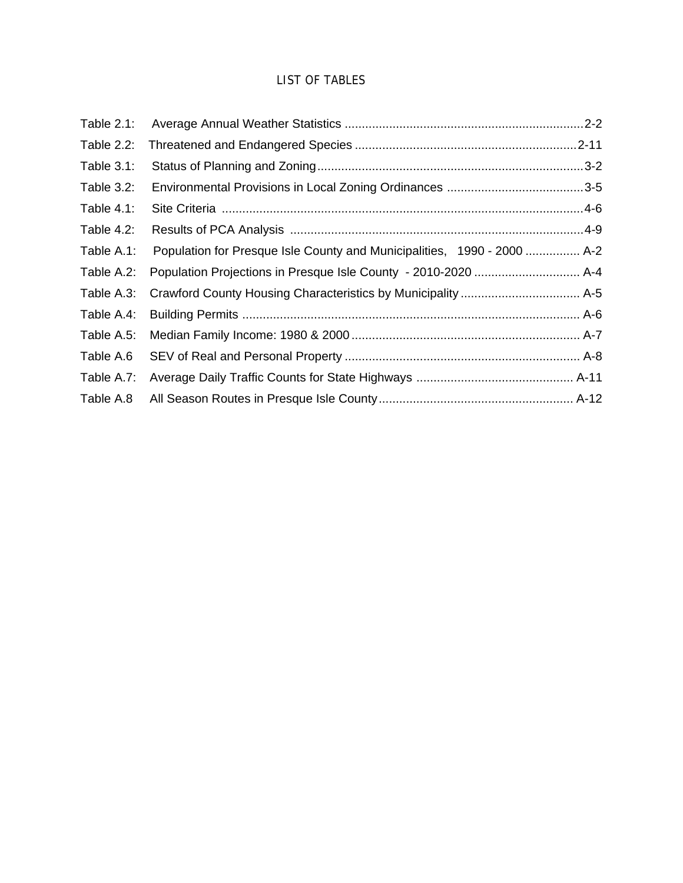# LIST OF TABLES

Table 2.1: Average Annual Weather Statistics ....................................................................2-2
Table 2.2: Threatened and Endangered Species ................................................................2-11
Table 3.1: Status of Planning and Zoning.............................................................................3-2
Table 3.2: Environmental Provisions in Local Zoning Ordinances ........................................3-5
Table 4.1: Site Criteria .........................................................................................................4-6
Table 4.2: Results of PCA Analysis .....................................................................................4-9
Table A.1: Population for Presque Isle County and Municipalities, 1990 - 2000 ................ A-2
Table A.2: Population Projections in Presque Isle County - 2010-2020 ............................... A-4
Table A.3: Crawford County Housing Characteristics by Municipality ................................... A-5
Table A.4: Building Permits .................................................................................................. A-6
Table A.5: Median Family Income: 1980 & 2000 .................................................................. A-7
Table A.6 SEV of Real and Personal Property ..................................................................... A-8
Table A.7: Average Daily Traffic Counts for State Highways ............................................. A-11
Table A.8 All Season Routes in Presque Isle County......................................................... A-12